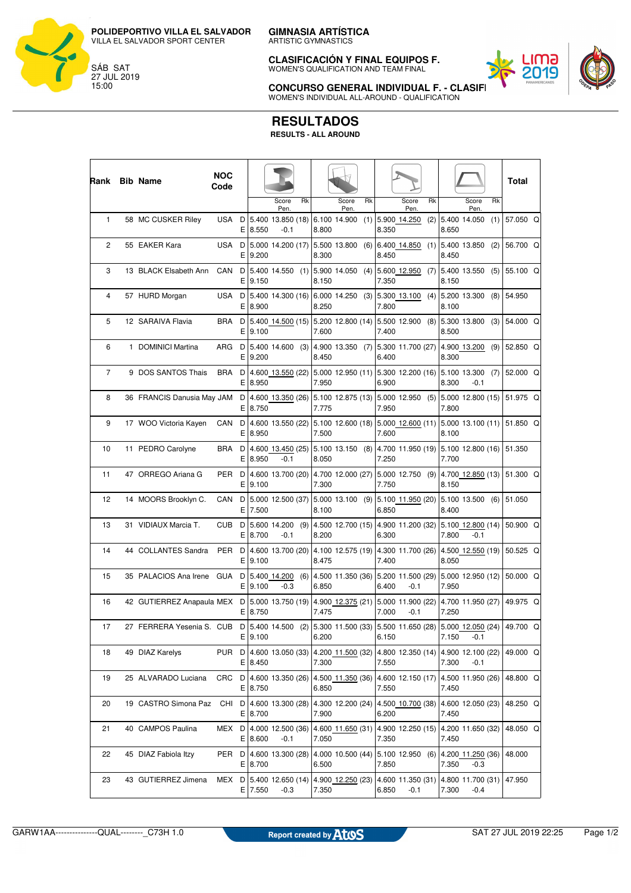**POLIDEPORTIVO VILLA EL SALVADOR**
VILLA EL SALVADOR SPORT CENTER

SÁB SAT
27 JUL 2019
15:00

**GIMNASIA ARTÍSTICA**
ARTISTIC GYMNASTICS

**CLASIFICACIÓN Y FINAL EQUIPOS F.**
WOMEN'S QUALIFICATION AND TEAM FINAL

**CONCURSO GENERAL INDIVIDUAL F. - CLASIFI**
WOMEN'S INDIVIDUAL ALL-AROUND - QUALIFICATION

# RESULTADOS

**RESULTS - ALL AROUND**

| Rank | Bib | Name | NOC Code | | Vault Score | Pen. | Rk | Uneven Bars Score | Pen. | Rk | Beam Score | Pen. | Rk | Floor Score | Pen. | Rk | Total | |
|---|---|---|---|---|---|---|---|---|---|---|---|---|---|---|---|---|---|---|
| 1 | 58 | MC CUSKER Riley | USA | D | 5.400 | 13.850 | (18) | 6.100 | 14.900 | (1) | 5.900 | 14.250 | (2) | 5.400 | 14.050 | (1) | 57.050 | Q |
| | | | | E | 8.550 | -0.1 | | 8.800 | | | 8.350 | | | 8.650 | | | | |
| 2 | 55 | EAKER Kara | USA | D | 5.000 | 14.200 | (17) | 5.500 | 13.800 | (6) | 6.400 | 14.850 | (1) | 5.400 | 13.850 | (2) | 56.700 | Q |
| | | | | E | 9.200 | | | 8.300 | | | 8.450 | | | 8.450 | | | | |
| 3 | 13 | BLACK Elsabeth Ann | CAN | D | 5.400 | 14.550 | (1) | 5.900 | 14.050 | (4) | 5.600 | 12.950 | (7) | 5.400 | 13.550 | (5) | 55.100 | Q |
| | | | | E | 9.150 | | | 8.150 | | | 7.350 | | | 8.150 | | | | |
| 4 | 57 | HURD Morgan | USA | D | 5.400 | 14.300 | (16) | 6.000 | 14.250 | (3) | 5.300 | 13.100 | (4) | 5.200 | 13.300 | (8) | 54.950 | |
| | | | | E | 8.900 | | | 8.250 | | | 7.800 | | | 8.100 | | | | |
| 5 | 12 | SARAIVA Flavia | BRA | D | 5.400 | 14.500 | (15) | 5.200 | 12.800 | (14) | 5.500 | 12.900 | (8) | 5.300 | 13.800 | (3) | 54.000 | Q |
| | | | | E | 9.100 | | | 7.600 | | | 7.400 | | | 8.500 | | | | |
| 6 | 1 | DOMINICI Martina | ARG | D | 5.400 | 14.600 | (3) | 4.900 | 13.350 | (7) | 5.300 | 11.700 | (27) | 4.900 | 13.200 | (9) | 52.850 | Q |
| | | | | E | 9.200 | | | 8.450 | | | 6.400 | | | 8.300 | | | | |
| 7 | 9 | DOS SANTOS Thais | BRA | D | 4.600 | 13.550 | (22) | 5.000 | 12.950 | (11) | 5.300 | 12.200 | (16) | 5.100 | 13.300 | (7) | 52.000 | Q |
| | | | | E | 8.950 | | | 7.950 | | | 6.900 | | | 8.300 | -0.1 | | | |
| 8 | 36 | FRANCIS Danusia May | JAM | D | 4.600 | 13.350 | (26) | 5.100 | 12.875 | (13) | 5.000 | 12.950 | (5) | 5.000 | 12.800 | (15) | 51.975 | Q |
| | | | | E | 8.750 | | | 7.775 | | | 7.950 | | | 7.800 | | | | |
| 9 | 17 | WOO Victoria Kayen | CAN | D | 4.600 | 13.550 | (22) | 5.100 | 12.600 | (18) | 5.000 | 12.600 | (11) | 5.000 | 13.100 | (11) | 51.850 | Q |
| | | | | E | 8.950 | | | 7.500 | | | 7.600 | | | 8.100 | | | | |
| 10 | 11 | PEDRO Carolyne | BRA | D | 4.600 | 13.450 | (25) | 5.100 | 13.150 | (8) | 4.700 | 11.950 | (19) | 5.100 | 12.800 | (16) | 51.350 | |
| | | | | E | 8.950 | -0.1 | | 8.050 | | | 7.250 | | | 7.700 | | | | |
| 11 | 47 | ORREGO Ariana G | PER | D | 4.600 | 13.700 | (20) | 4.700 | 12.000 | (27) | 5.000 | 12.750 | (9) | 4.700 | 12.850 | (13) | 51.300 | Q |
| | | | | E | 9.100 | | | 7.300 | | | 7.750 | | | 8.150 | | | | |
| 12 | 14 | MOORS Brooklyn C. | CAN | D | 5.000 | 12.500 | (37) | 5.000 | 13.100 | (9) | 5.100 | 11.950 | (20) | 5.100 | 13.500 | (6) | 51.050 | |
| | | | | E | 7.500 | | | 8.100 | | | 6.850 | | | 8.400 | | | | |
| 13 | 31 | VIDIAUX Marcia T. | CUB | D | 5.600 | 14.200 | (9) | 4.500 | 12.700 | (15) | 4.900 | 11.200 | (32) | 5.100 | 12.800 | (14) | 50.900 | Q |
| | | | | E | 8.700 | -0.1 | | 8.200 | | | 6.300 | | | 7.800 | -0.1 | | | |
| 14 | 44 | COLLANTES Sandra | PER | D | 4.600 | 13.700 | (20) | 4.100 | 12.575 | (19) | 4.300 | 11.700 | (26) | 4.500 | 12.550 | (19) | 50.525 | Q |
| | | | | E | 9.100 | | | 8.475 | | | 7.400 | | | 8.050 | | | | |
| 15 | 35 | PALACIOS Ana Irene | GUA | D | 5.400 | 14.200 | (6) | 4.500 | 11.350 | (36) | 5.200 | 11.500 | (29) | 5.000 | 12.950 | (12) | 50.000 | Q |
| | | | | E | 9.100 | -0.3 | | 6.850 | | | 6.400 | -0.1 | | 7.950 | | | | |
| 16 | 42 | GUTIERREZ Anapaula | MEX | D | 5.000 | 13.750 | (19) | 4.900 | 12.375 | (21) | 5.000 | 11.900 | (22) | 4.700 | 11.950 | (27) | 49.975 | Q |
| | | | | E | 8.750 | | | 7.475 | | | 7.000 | -0.1 | | 7.250 | | | | |
| 17 | 27 | FERRERA Yesenia S. | CUB | D | 5.400 | 14.500 | (2) | 5.300 | 11.500 | (33) | 5.500 | 11.650 | (28) | 5.000 | 12.050 | (24) | 49.700 | Q |
| | | | | E | 9.100 | | | 6.200 | | | 6.150 | | | 7.150 | -0.1 | | | |
| 18 | 49 | DIAZ Karelys | PUR | D | 4.600 | 13.050 | (33) | 4.200 | 11.500 | (32) | 4.800 | 12.350 | (14) | 4.900 | 12.100 | (22) | 49.000 | Q |
| | | | | E | 8.450 | | | 7.300 | | | 7.550 | | | 7.300 | -0.1 | | | |
| 19 | 25 | ALVARADO Luciana | CRC | D | 4.600 | 13.350 | (26) | 4.500 | 11.350 | (36) | 4.600 | 12.150 | (17) | 4.500 | 11.950 | (26) | 48.800 | Q |
| | | | | E | 8.750 | | | 6.850 | | | 7.550 | | | 7.450 | | | | |
| 20 | 19 | CASTRO Simona Paz | CHI | D | 4.600 | 13.300 | (28) | 4.300 | 12.200 | (24) | 4.500 | 10.700 | (38) | 4.600 | 12.050 | (23) | 48.250 | Q |
| | | | | E | 8.700 | | | 7.900 | | | 6.200 | | | 7.450 | | | | |
| 21 | 40 | CAMPOS Paulina | MEX | D | 4.000 | 12.500 | (36) | 4.600 | 11.650 | (31) | 4.900 | 12.250 | (15) | 4.200 | 11.650 | (32) | 48.050 | Q |
| | | | | E | 8.600 | -0.1 | | 7.050 | | | 7.350 | | | 7.450 | | | | |
| 22 | 45 | DIAZ Fabiola Itzy | PER | D | 4.600 | 13.300 | (28) | 4.000 | 10.500 | (44) | 5.100 | 12.950 | (6) | 4.200 | 11.250 | (36) | 48.000 | |
| | | | | E | 8.700 | | | 6.500 | | | 7.850 | | | 7.350 | -0.3 | | | |
| 23 | 43 | GUTIERREZ Jimena | MEX | D | 5.400 | 12.650 | (14) | 4.900 | 12.250 | (23) | 4.600 | 11.350 | (31) | 4.800 | 11.700 | (31) | 47.950 | |
| | | | | E | 7.550 | -0.3 | | 7.350 | | | 6.850 | -0.1 | | 7.300 | -0.4 | | | |

GARW1AA---------------QUAL--------_C73H 1.0

Report created by Atos

SAT 27 JUL 2019 22:25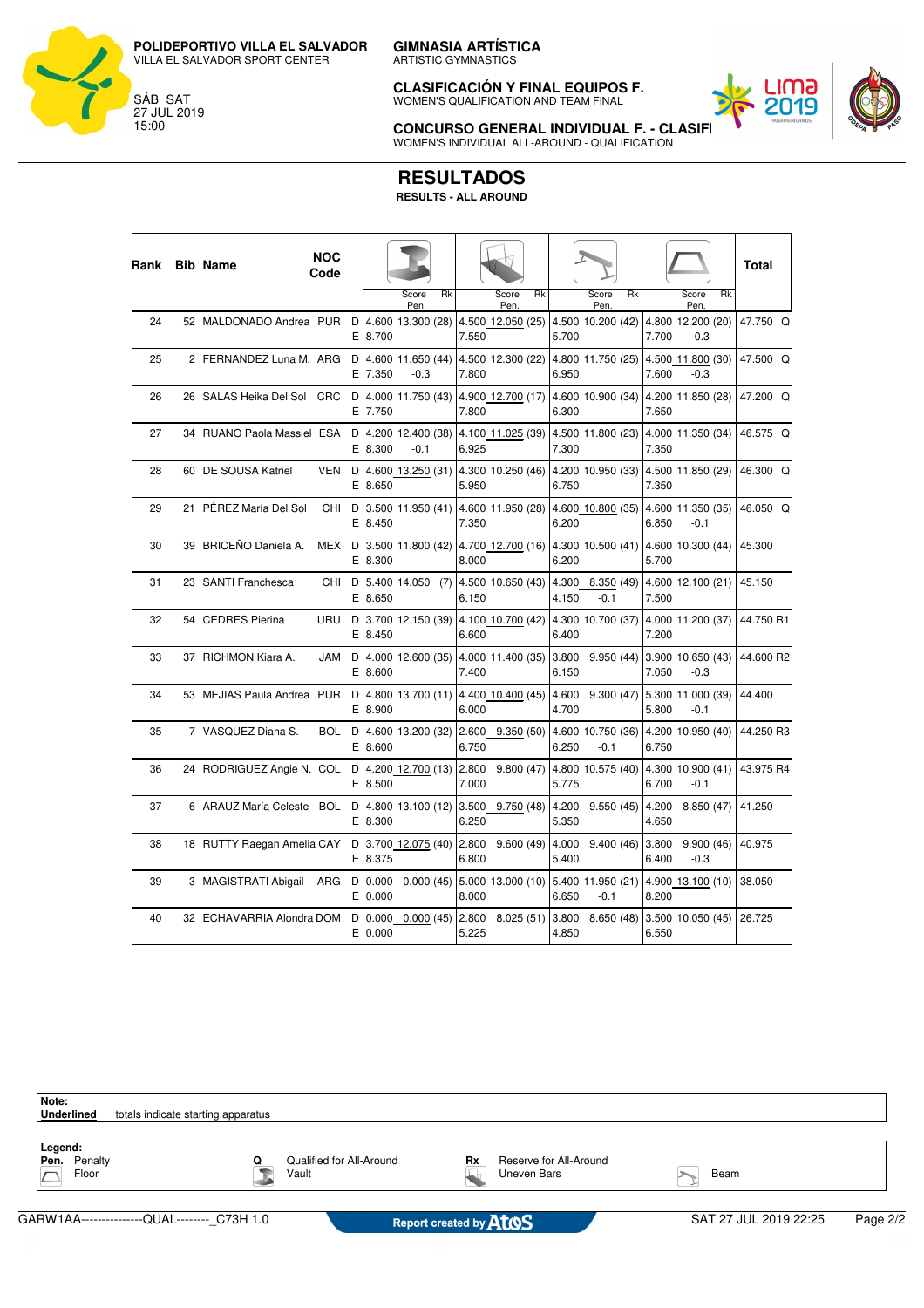**POLIDEPORTIVO VILLA EL SALVADOR**
VILLA EL SALVADOR SPORT CENTER

SÁB SAT
27 JUL 2019
15:00

**GIMNASIA ARTÍSTICA**
ARTISTIC GYMNASTICS

**CLASIFICACIÓN Y FINAL EQUIPOS F.**
WOMEN'S QUALIFICATION AND TEAM FINAL

**CONCURSO GENERAL INDIVIDUAL F. - CLASIFI**
WOMEN'S INDIVIDUAL ALL-AROUND - QUALIFICATION

# RESULTADOS

**RESULTS - ALL AROUND**

| Rank | Bib | Name | NOC Code | | Vault Score / Rk / Pen. | Uneven Bars Score / Rk / Pen. | Beam Score / Rk / Pen. | Floor Score / Rk / Pen. | Total |
|---|---|---|---|---|---|---|---|---|---|
| 24 | 52 | MALDONADO Andrea | PUR | D | 4.600 13.300 (28) | 4.500 12.050 (25) | 4.500 10.200 (42) | 4.800 12.200 (20) | 47.750 Q |
| | | | | E | 8.700 | 7.550 | 5.700 | 7.700 -0.3 | |
| 25 | 2 | FERNANDEZ Luna M. | ARG | D | 4.600 11.650 (44) | 4.500 12.300 (22) | 4.800 11.750 (25) | 4.500 11.800 (30) | 47.500 Q |
| | | | | E | 7.350 -0.3 | 7.800 | 6.950 | 7.600 -0.3 | |
| 26 | 26 | SALAS Heika Del Sol | CRC | D | 4.000 11.750 (43) | 4.900 12.700 (17) | 4.600 10.900 (34) | 4.200 11.850 (28) | 47.200 Q |
| | | | | E | 7.750 | 7.800 | 6.300 | 7.650 | |
| 27 | 34 | RUANO Paola Massiel | ESA | D | 4.200 12.400 (38) | 4.100 11.025 (39) | 4.500 11.800 (23) | 4.000 11.350 (34) | 46.575 Q |
| | | | | E | 8.300 -0.1 | 6.925 | 7.300 | 7.350 | |
| 28 | 60 | DE SOUSA Katriel | VEN | D | 4.600 13.250 (31) | 4.300 10.250 (46) | 4.200 10.950 (33) | 4.500 11.850 (29) | 46.300 Q |
| | | | | E | 8.650 | 5.950 | 6.750 | 7.350 | |
| 29 | 21 | PÉREZ María Del Sol | CHI | D | 3.500 11.950 (41) | 4.600 11.950 (28) | 4.600 10.800 (35) | 4.600 11.350 (35) | 46.050 Q |
| | | | | E | 8.450 | 7.350 | 6.200 | 6.850 -0.1 | |
| 30 | 39 | BRICEÑO Daniela A. | MEX | D | 3.500 11.800 (42) | 4.700 12.700 (16) | 4.300 10.500 (41) | 4.600 10.300 (44) | 45.300 |
| | | | | E | 8.300 | 8.000 | 6.200 | 5.700 | |
| 31 | 23 | SANTI Franchesca | CHI | D | 5.400 14.050 (7) | 4.500 10.650 (43) | 4.300 8.350 (49) | 4.600 12.100 (21) | 45.150 |
| | | | | E | 8.650 | 6.150 | 4.150 -0.1 | 7.500 | |
| 32 | 54 | CEDRES Pierina | URU | D | 3.700 12.150 (39) | 4.100 10.700 (42) | 4.300 10.700 (37) | 4.000 11.200 (37) | 44.750 R1 |
| | | | | E | 8.450 | 6.600 | 6.400 | 7.200 | |
| 33 | 37 | RICHMON Kiara A. | JAM | D | 4.000 12.600 (35) | 4.000 11.400 (35) | 3.800 9.950 (44) | 3.900 10.650 (43) | 44.600 R2 |
| | | | | E | 8.600 | 7.400 | 6.150 | 7.050 -0.3 | |
| 34 | 53 | MEJIAS Paula Andrea | PUR | D | 4.800 13.700 (11) | 4.400 10.400 (45) | 4.600 9.300 (47) | 5.300 11.000 (39) | 44.400 |
| | | | | E | 8.900 | 6.000 | 4.700 | 5.800 -0.1 | |
| 35 | 7 | VASQUEZ Diana S. | BOL | D | 4.600 13.200 (32) | 2.600 9.350 (50) | 4.600 10.750 (36) | 4.200 10.950 (40) | 44.250 R3 |
| | | | | E | 8.600 | 6.750 | 6.250 -0.1 | 6.750 | |
| 36 | 24 | RODRIGUEZ Angie N. | COL | D | 4.200 12.700 (13) | 2.800 9.800 (47) | 4.800 10.575 (40) | 4.300 10.900 (41) | 43.975 R4 |
| | | | | E | 8.500 | 7.000 | 5.775 | 6.700 -0.1 | |
| 37 | 6 | ARAUZ María Celeste | BOL | D | 4.800 13.100 (12) | 3.500 9.750 (48) | 4.200 9.550 (45) | 4.200 8.850 (47) | 41.250 |
| | | | | E | 8.300 | 6.250 | 5.350 | 4.650 | |
| 38 | 18 | RUTTY Raegan Amelia | CAY | D | 3.700 12.075 (40) | 2.800 9.600 (49) | 4.000 9.400 (46) | 3.800 9.900 (46) | 40.975 |
| | | | | E | 8.375 | 6.800 | 5.400 | 6.400 -0.3 | |
| 39 | 3 | MAGISTRATI Abigail | ARG | D | 0.000 0.000 (45) | 5.000 13.000 (10) | 5.400 11.950 (21) | 4.900 13.100 (10) | 38.050 |
| | | | | E | 0.000 | 8.000 | 6.650 -0.1 | 8.200 | |
| 40 | 32 | ECHAVARRIA Alondra | DOM | D | 0.000 0.000 (45) | 2.800 8.025 (51) | 3.800 8.650 (48) | 3.500 10.050 (45) | 26.725 |
| | | | | E | 0.000 | 5.225 | 4.850 | 6.550 | |

**Note:**
**Underlined** totals indicate starting apparatus

**Legend:**
**Pen.** Penalty
Floor
**Q** Qualified for All-Around
Vault
**Rx** Reserve for All-Around
Uneven Bars
Beam

GARW1AA---------------QUAL--------_C73H 1.0 Report created by Atos SAT 27 JUL 2019 22:25